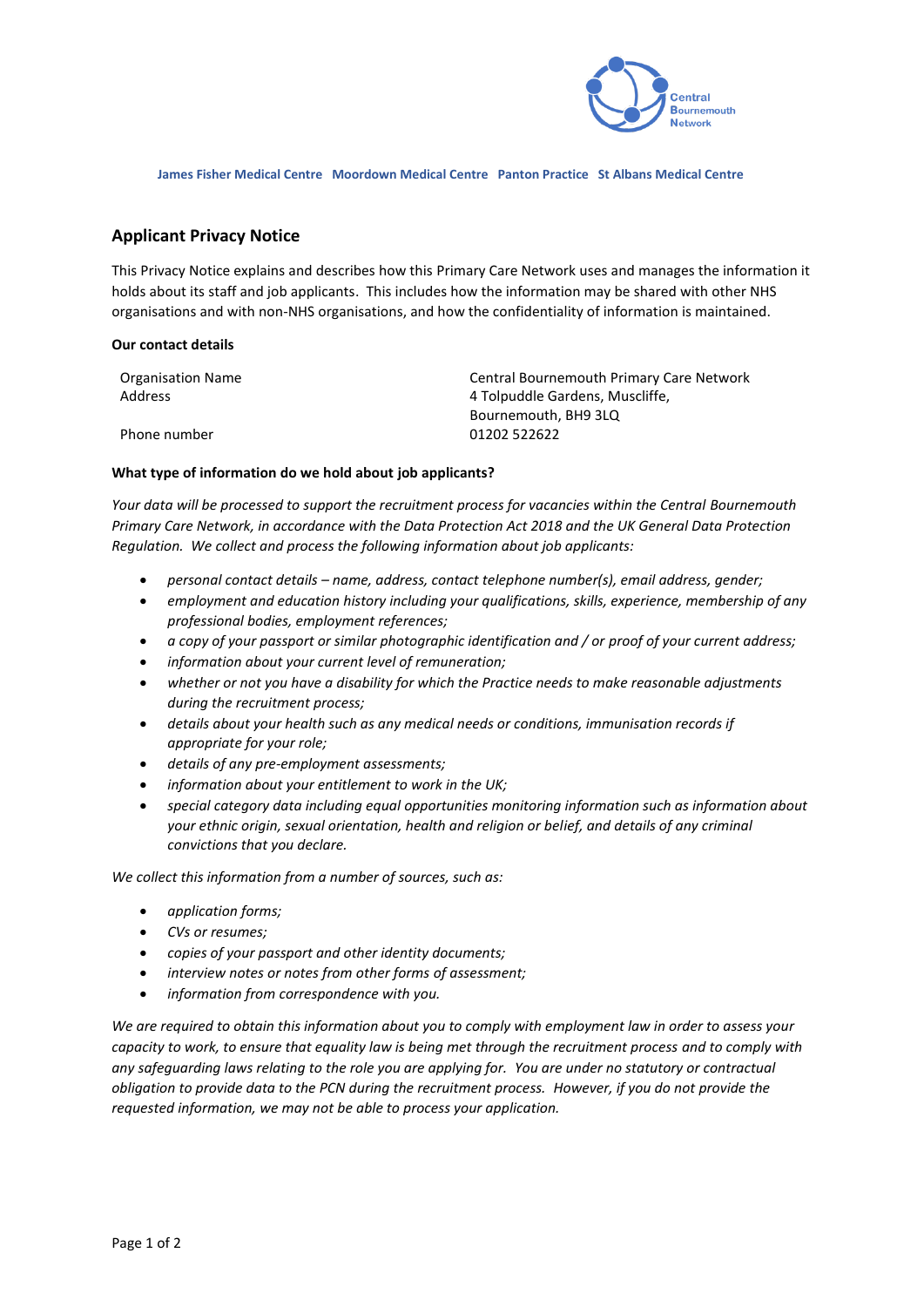Central Bournemouth Network

**James Fisher Medical Centre Moordown Medical Centre Panton Practice St Albans Medical Centre**

## Applicant Privacy Notice

This Privacy Notice explains and describes how this Primary Care Network uses and manages the information it holds about its staff and job applicants. This includes how the information may be shared with other NHS organisations and with non-NHS organisations, and how the confidentiality of information is maintained.

### Our contact details

| | |
|---|---|
| Organisation Name | Central Bournemouth Primary Care Network |
| Address | 4 Tolpuddle Gardens, Muscliffe, Bournemouth, BH9 3LQ |
| Phone number | 01202 522622 |

### What type of information do we hold about job applicants?

*Your data will be processed to support the recruitment process for vacancies within the Central Bournemouth Primary Care Network, in accordance with the Data Protection Act 2018 and the UK General Data Protection Regulation. We collect and process the following information about job applicants:*

- *personal contact details – name, address, contact telephone number(s), email address, gender;*
- *employment and education history including your qualifications, skills, experience, membership of any professional bodies, employment references;*
- *a copy of your passport or similar photographic identification and / or proof of your current address;*
- *information about your current level of remuneration;*
- *whether or not you have a disability for which the Practice needs to make reasonable adjustments during the recruitment process;*
- *details about your health such as any medical needs or conditions, immunisation records if appropriate for your role;*
- *details of any pre-employment assessments;*
- *information about your entitlement to work in the UK;*
- *special category data including equal opportunities monitoring information such as information about your ethnic origin, sexual orientation, health and religion or belief, and details of any criminal convictions that you declare.*

*We collect this information from a number of sources, such as:*

- *application forms;*
- *CVs or resumes;*
- *copies of your passport and other identity documents;*
- *interview notes or notes from other forms of assessment;*
- *information from correspondence with you.*

*We are required to obtain this information about you to comply with employment law in order to assess your capacity to work, to ensure that equality law is being met through the recruitment process and to comply with any safeguarding laws relating to the role you are applying for. You are under no statutory or contractual obligation to provide data to the PCN during the recruitment process. However, if you do not provide the requested information, we may not be able to process your application.*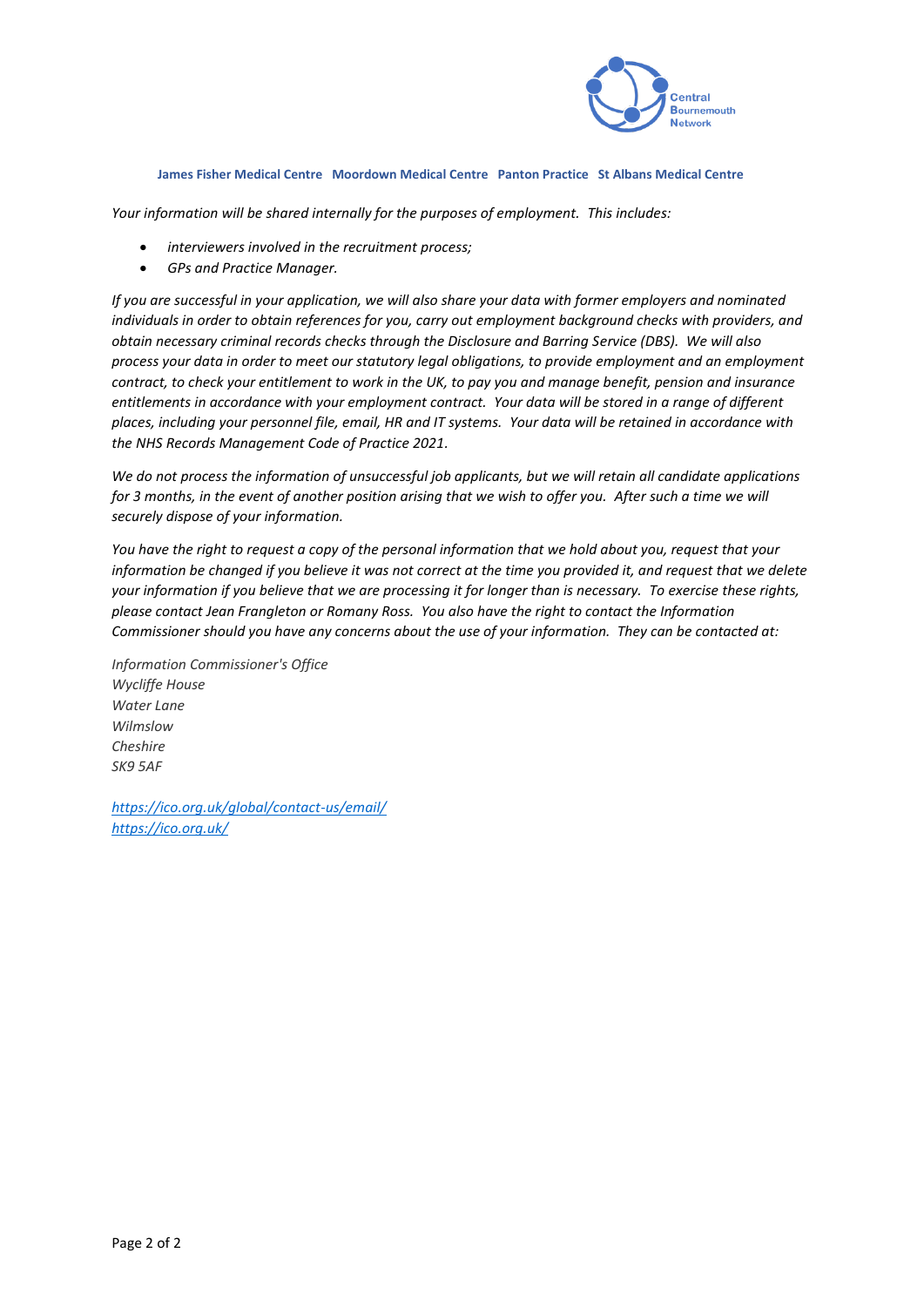**James Fisher Medical Centre   Moordown Medical Centre   Panton Practice   St Albans Medical Centre**

*Your information will be shared internally for the purposes of employment. This includes:*

- *interviewers involved in the recruitment process;*
- *GPs and Practice Manager.*

*If you are successful in your application, we will also share your data with former employers and nominated individuals in order to obtain references for you, carry out employment background checks with providers, and obtain necessary criminal records checks through the Disclosure and Barring Service (DBS). We will also process your data in order to meet our statutory legal obligations, to provide employment and an employment contract, to check your entitlement to work in the UK, to pay you and manage benefit, pension and insurance entitlements in accordance with your employment contract. Your data will be stored in a range of different places, including your personnel file, email, HR and IT systems. Your data will be retained in accordance with the NHS Records Management Code of Practice 2021.*

*We do not process the information of unsuccessful job applicants, but we will retain all candidate applications for 3 months, in the event of another position arising that we wish to offer you. After such a time we will securely dispose of your information.*

*You have the right to request a copy of the personal information that we hold about you, request that your information be changed if you believe it was not correct at the time you provided it, and request that we delete your information if you believe that we are processing it for longer than is necessary. To exercise these rights, please contact Jean Frangleton or Romany Ross. You also have the right to contact the Information Commissioner should you have any concerns about the use of your information. They can be contacted at:*

*Information Commissioner's Office*
*Wycliffe House*
*Water Lane*
*Wilmslow*
*Cheshire*
*SK9 5AF*

*https://ico.org.uk/global/contact-us/email/*
*https://ico.org.uk/*